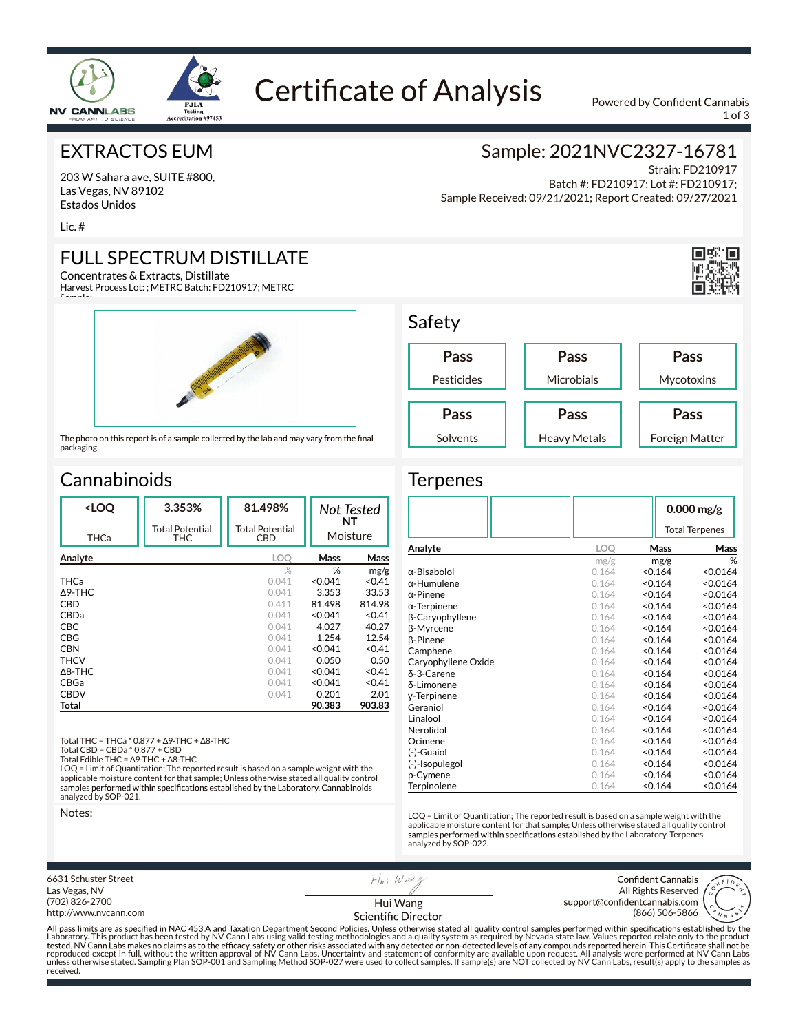# Certificate of Analysis

Powered by Confident Cannabis

## EXTRACTOS EUM

203 W Sahara ave, SUITE #800,
Las Vegas, NV 89102
Estados Unidos

Lic. #

## Sample: 2021NVC2327-16781

Strain: FD210917
Batch #: FD210917; Lot #: FD210917;
Sample Received: 09/21/2021; Report Created: 09/27/2021

## FULL SPECTRUM DISTILLATE

Concentrates & Extracts, Distillate
Harvest Process Lot: ; METRC Batch: FD210917; METRC Sample:

The photo on this report is of a sample collected by the lab and may vary from the final packaging

## Safety

| Pass | Pass | Pass |
|---|---|---|
| Pesticides | Microbials | Mycotoxins |
| **Pass** | **Pass** | **Pass** |
| Solvents | Heavy Metals | Foreign Matter |

## Cannabinoids

| <LOQ | 3.353% | 81.498% | *Not Tested* NT |
|---|---|---|---|
| THCa | Total Potential THC | Total Potential CBD | Moisture |

| Analyte | LOQ | Mass | Mass |
|---|---|---|---|
| | % | % | mg/g |
| THCa | 0.041 | <0.041 | <0.41 |
| Δ9-THC | 0.041 | 3.353 | 33.53 |
| CBD | 0.411 | 81.498 | 814.98 |
| CBDa | 0.041 | <0.041 | <0.41 |
| CBC | 0.041 | 4.027 | 40.27 |
| CBG | 0.041 | 1.254 | 12.54 |
| CBN | 0.041 | <0.041 | <0.41 |
| THCV | 0.041 | 0.050 | 0.50 |
| Δ8-THC | 0.041 | <0.041 | <0.41 |
| CBGa | 0.041 | <0.041 | <0.41 |
| CBDV | 0.041 | 0.201 | 2.01 |
| **Total** | | **90.383** | **903.83** |

Total THC = THCa * 0.877 + Δ9-THC + Δ8-THC
Total CBD = CBDa * 0.877 + CBD
Total Edible THC = Δ9-THC + Δ8-THC
LOQ = Limit of Quantitation; The reported result is based on a sample weight with the applicable moisture content for that sample; Unless otherwise stated all quality control samples performed within specifications established by the Laboratory. Cannabinoids analyzed by SOP-021.

Notes:

## Terpenes

| 0.000 mg/g |
|---|
| Total Terpenes |

| Analyte | LOQ | Mass | Mass |
|---|---|---|---|
| | mg/g | mg/g | % |
| α-Bisabolol | 0.164 | <0.164 | <0.0164 |
| α-Humulene | 0.164 | <0.164 | <0.0164 |
| α-Pinene | 0.164 | <0.164 | <0.0164 |
| α-Terpinene | 0.164 | <0.164 | <0.0164 |
| β-Caryophyllene | 0.164 | <0.164 | <0.0164 |
| β-Myrcene | 0.164 | <0.164 | <0.0164 |
| β-Pinene | 0.164 | <0.164 | <0.0164 |
| Camphene | 0.164 | <0.164 | <0.0164 |
| Caryophyllene Oxide | 0.164 | <0.164 | <0.0164 |
| δ-3-Carene | 0.164 | <0.164 | <0.0164 |
| δ-Limonene | 0.164 | <0.164 | <0.0164 |
| γ-Terpinene | 0.164 | <0.164 | <0.0164 |
| Geraniol | 0.164 | <0.164 | <0.0164 |
| Linalool | 0.164 | <0.164 | <0.0164 |
| Nerolidol | 0.164 | <0.164 | <0.0164 |
| Ocimene | 0.164 | <0.164 | <0.0164 |
| (-)-Guaiol | 0.164 | <0.164 | <0.0164 |
| (-)-Isopulegol | 0.164 | <0.164 | <0.0164 |
| p-Cymene | 0.164 | <0.164 | <0.0164 |
| Terpinolene | 0.164 | <0.164 | <0.0164 |

LOQ = Limit of Quantitation; The reported result is based on a sample weight with the applicable moisture content for that sample; Unless otherwise stated all quality control samples performed within specifications established by the Laboratory. Terpenes analyzed by SOP-022.

6631 Schuster Street
Las Vegas, NV
(702) 826-2700
http://www.nvcann.com

Hui Wang
Scientific Director

Confident Cannabis
All Rights Reserved
support@confidentcannabis.com
(866) 506-5866

All pass limits are as specified in NAC 453.A and Taxation Department Second Policies. Unless otherwise stated all quality control samples performed within specifications established by the Laboratory. This product has been tested by NV Cann Labs using valid testing methodologies and a quality system as required by Nevada state law. Values reported relate only to the product tested. NV Cann Labs makes no claims as to the efficacy, safety or other risks associated with any detected or non-detected levels of any compounds reported herein. This Certificate shall not be reproduced except in full, without the written approval of NV Cann Labs. Uncertainty and statement of conformity are available upon request. All analysis were performed at NV Cann Labs unless otherwise stated. Sampling Plan SOP-001 and Sampling Method SOP-027 were used to collect samples. If sample(s) are NOT collected by NV Cann Labs, result(s) apply to the samples as received.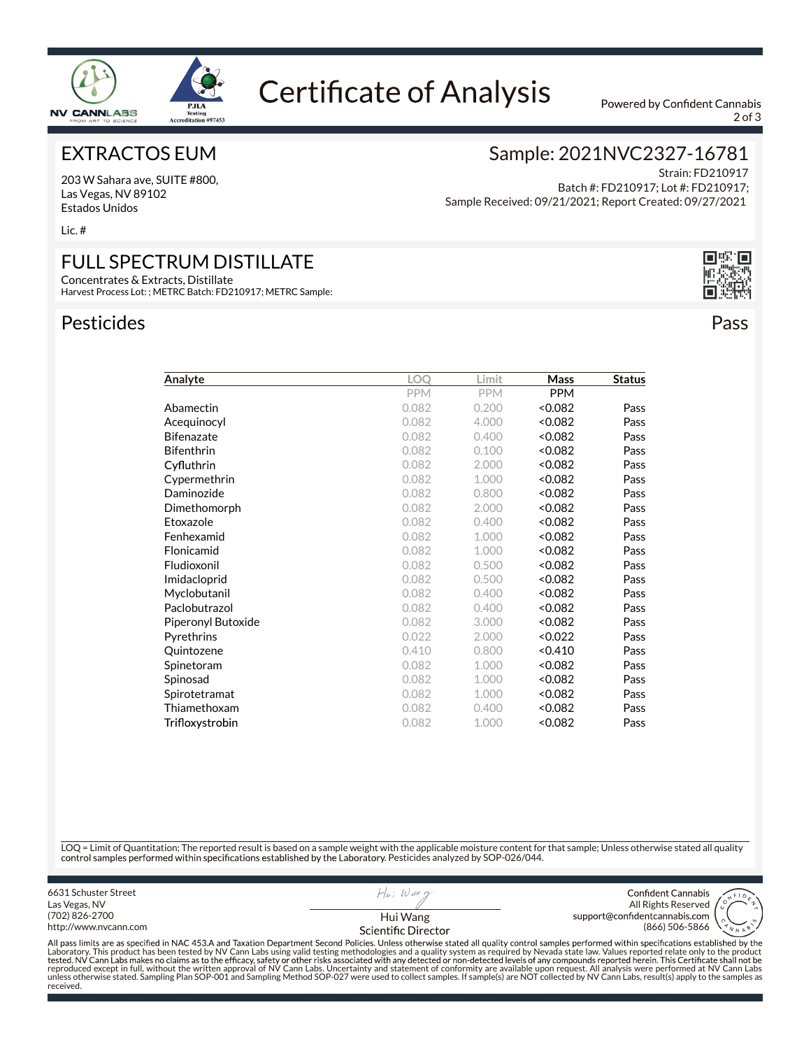# Certificate of Analysis

Powered by Confident Cannabis

## EXTRACTOS EUM

203 W Sahara ave, SUITE #800,
Las Vegas, NV 89102
Estados Unidos

Lic. #

## Sample: 2021NVC2327-16781

Strain: FD210917
Batch #: FD210917; Lot #: FD210917;
Sample Received: 09/21/2021; Report Created: 09/27/2021

## FULL SPECTRUM DISTILLATE

Concentrates & Extracts, Distillate
Harvest Process Lot: ; METRC Batch: FD210917; METRC Sample:

## Pesticides

Pass

| Analyte | LOQ | Limit | Mass | Status |
|---|---|---|---|---|
| | PPM | PPM | PPM | |
| Abamectin | 0.082 | 0.200 | <0.082 | Pass |
| Acequinocyl | 0.082 | 4.000 | <0.082 | Pass |
| Bifenazate | 0.082 | 0.400 | <0.082 | Pass |
| Bifenthrin | 0.082 | 0.100 | <0.082 | Pass |
| Cyfluthrin | 0.082 | 2.000 | <0.082 | Pass |
| Cypermethrin | 0.082 | 1.000 | <0.082 | Pass |
| Daminozide | 0.082 | 0.800 | <0.082 | Pass |
| Dimethomorph | 0.082 | 2.000 | <0.082 | Pass |
| Etoxazole | 0.082 | 0.400 | <0.082 | Pass |
| Fenhexamid | 0.082 | 1.000 | <0.082 | Pass |
| Flonicamid | 0.082 | 1.000 | <0.082 | Pass |
| Fludioxonil | 0.082 | 0.500 | <0.082 | Pass |
| Imidacloprid | 0.082 | 0.500 | <0.082 | Pass |
| Myclobutanil | 0.082 | 0.400 | <0.082 | Pass |
| Paclobutrazol | 0.082 | 0.400 | <0.082 | Pass |
| Piperonyl Butoxide | 0.082 | 3.000 | <0.082 | Pass |
| Pyrethrins | 0.022 | 2.000 | <0.022 | Pass |
| Quintozene | 0.410 | 0.800 | <0.410 | Pass |
| Spinetoram | 0.082 | 1.000 | <0.082 | Pass |
| Spinosad | 0.082 | 1.000 | <0.082 | Pass |
| Spirotetramat | 0.082 | 1.000 | <0.082 | Pass |
| Thiamethoxam | 0.082 | 0.400 | <0.082 | Pass |
| Trifloxystrobin | 0.082 | 1.000 | <0.082 | Pass |

LOQ = Limit of Quantitation; The reported result is based on a sample weight with the applicable moisture content for that sample; Unless otherwise stated all quality control samples performed within specifications established by the Laboratory. Pesticides analyzed by SOP-026/044.

6631 Schuster Street
Las Vegas, NV
(702) 826-2700
http://www.nvcann.com

Hui Wang
Scientific Director

Confident Cannabis
All Rights Reserved
support@confidentcannabis.com
(866) 506-5866

All pass limits are as specified in NAC 453.A and Taxation Department Second Policies. Unless otherwise stated all quality control samples performed within specifications established by the Laboratory. This product has been tested by NV Cann Labs using valid testing methodologies and a quality system as required by Nevada state law. Values reported relate only to the product tested. NV Cann Labs makes no claims as to the efficacy, safety or other risks associated with any detected or non-detected levels of any compounds reported herein. This Certificate shall not be reproduced except in full, without the written approval of NV Cann Labs. Uncertainty and statement of conformity are available upon request. All analysis were performed at NV Cann Labs unless otherwise stated. Sampling Plan SOP-001 and Sampling Method SOP-027 were used to collect samples. If sample(s) are NOT collected by NV Cann Labs, result(s) apply to the samples as received.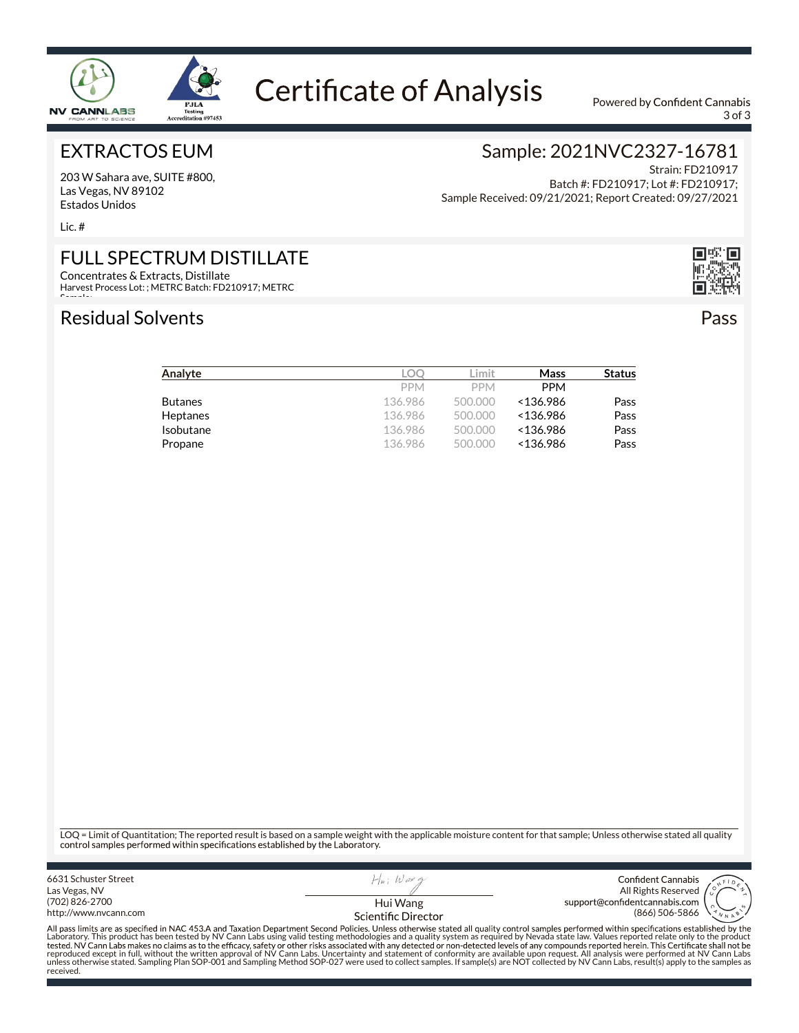# Certificate of Analysis

Powered by Confident Cannabis

## EXTRACTOS EUM

203 W Sahara ave, SUITE #800,
Las Vegas, NV 89102
Estados Unidos

Lic. #

## Sample: 2021NVC2327-16781

Strain: FD210917
Batch #: FD210917; Lot #: FD210917;
Sample Received: 09/21/2021; Report Created: 09/27/2021

## FULL SPECTRUM DISTILLATE

Concentrates & Extracts, Distillate
Harvest Process Lot: ; METRC Batch: FD210917; METRC Sample:

## Residual Solvents

Pass

| Analyte | LOQ | Limit | Mass | Status |
|---|---|---|---|---|
| | PPM | PPM | PPM | |
| Butanes | 136.986 | 500.000 | <136.986 | Pass |
| Heptanes | 136.986 | 500.000 | <136.986 | Pass |
| Isobutane | 136.986 | 500.000 | <136.986 | Pass |
| Propane | 136.986 | 500.000 | <136.986 | Pass |

LOQ = Limit of Quantitation; The reported result is based on a sample weight with the applicable moisture content for that sample; Unless otherwise stated all quality control samples performed within specifications established by the Laboratory.

6631 Schuster Street
Las Vegas, NV
(702) 826-2700
http://www.nvcann.com

Hui Wang
Scientific Director

Confident Cannabis
All Rights Reserved
support@confidentcannabis.com
(866) 506-5866

All pass limits are as specified in NAC 453.A and Taxation Department Second Policies. Unless otherwise stated all quality control samples performed within specifications established by the Laboratory. This product has been tested by NV Cann Labs using valid testing methodologies and a quality system as required by Nevada state law. Values reported relate only to the product tested. NV Cann Labs makes no claims as to the efficacy, safety or other risks associated with any detected or non-detected levels of any compounds reported herein. This Certificate shall not be reproduced except in full, without the written approval of NV Cann Labs. Uncertainty and statement of conformity are available upon request. All analysis were performed at NV Cann Labs unless otherwise stated. Sampling Plan SOP-001 and Sampling Method SOP-027 were used to collect samples. If sample(s) are NOT collected by NV Cann Labs, result(s) apply to the samples as received.